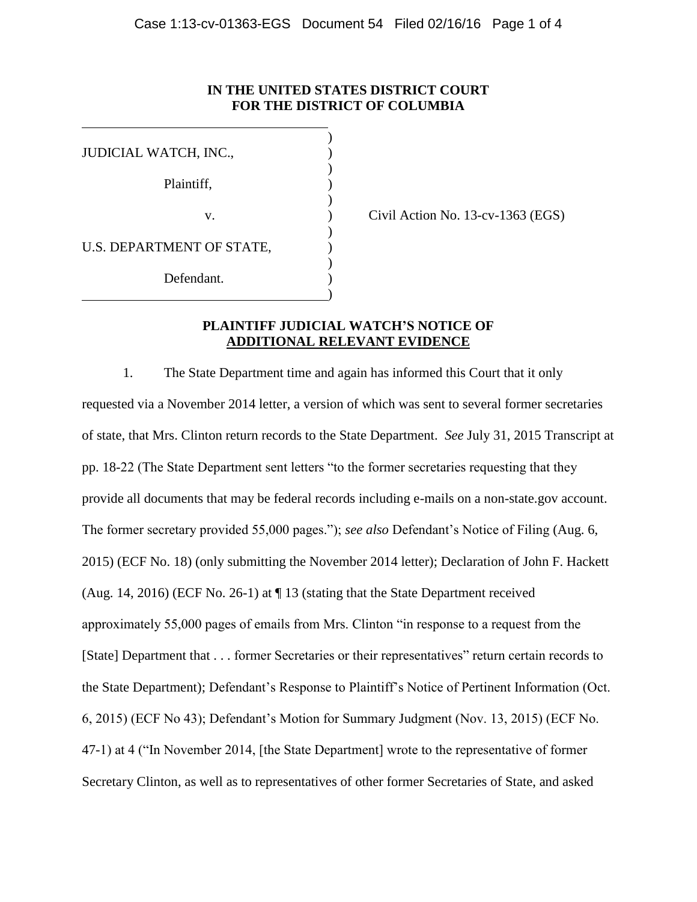**IN THE UNITED STATES DISTRICT COURT FOR THE DISTRICT OF COLUMBIA**

JUDICIAL WATCH, INC.,

Plaintiff,

v.

U.S. DEPARTMENT OF STATE,

Defendant.

Civil Action No. 13-cv-1363 (EGS)

**PLAINTIFF JUDICIAL WATCH'S NOTICE OF ADDITIONAL RELEVANT EVIDENCE**

1. The State Department time and again has informed this Court that it only requested via a November 2014 letter, a version of which was sent to several former secretaries of state, that Mrs. Clinton return records to the State Department. *See* July 31, 2015 Transcript at pp. 18-22 (The State Department sent letters "to the former secretaries requesting that they provide all documents that may be federal records including e-mails on a non-state.gov account. The former secretary provided 55,000 pages."); *see also* Defendant's Notice of Filing (Aug. 6, 2015) (ECF No. 18) (only submitting the November 2014 letter); Declaration of John F. Hackett (Aug. 14, 2016) (ECF No. 26-1) at ¶ 13 (stating that the State Department received approximately 55,000 pages of emails from Mrs. Clinton "in response to a request from the [State] Department that . . . former Secretaries or their representatives" return certain records to the State Department); Defendant's Response to Plaintiff's Notice of Pertinent Information (Oct. 6, 2015) (ECF No 43); Defendant's Motion for Summary Judgment (Nov. 13, 2015) (ECF No. 47-1) at 4 ("In November 2014, [the State Department] wrote to the representative of former Secretary Clinton, as well as to representatives of other former Secretaries of State, and asked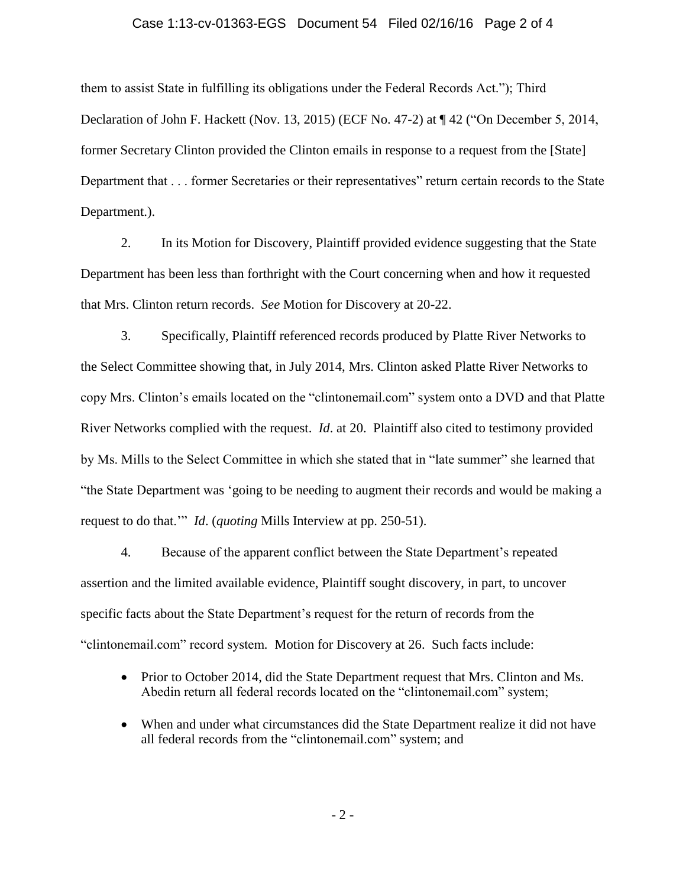them to assist State in fulfilling its obligations under the Federal Records Act."); Third Declaration of John F. Hackett (Nov. 13, 2015) (ECF No. 47-2) at ¶ 42 ("On December 5, 2014, former Secretary Clinton provided the Clinton emails in response to a request from the [State] Department that . . . former Secretaries or their representatives" return certain records to the State Department.).

2. In its Motion for Discovery, Plaintiff provided evidence suggesting that the State Department has been less than forthright with the Court concerning when and how it requested that Mrs. Clinton return records. *See* Motion for Discovery at 20-22.

3. Specifically, Plaintiff referenced records produced by Platte River Networks to the Select Committee showing that, in July 2014, Mrs. Clinton asked Platte River Networks to copy Mrs. Clinton's emails located on the "clintonemail.com" system onto a DVD and that Platte River Networks complied with the request. *Id*. at 20. Plaintiff also cited to testimony provided by Ms. Mills to the Select Committee in which she stated that in "late summer" she learned that "the State Department was 'going to be needing to augment their records and would be making a request to do that.'" *Id*. (*quoting* Mills Interview at pp. 250-51).

4. Because of the apparent conflict between the State Department's repeated assertion and the limited available evidence, Plaintiff sought discovery, in part, to uncover specific facts about the State Department's request for the return of records from the "clintonemail.com" record system. Motion for Discovery at 26. Such facts include:

- Prior to October 2014, did the State Department request that Mrs. Clinton and Ms. Abedin return all federal records located on the "clintonemail.com" system;

- When and under what circumstances did the State Department realize it did not have all federal records from the "clintonemail.com" system; and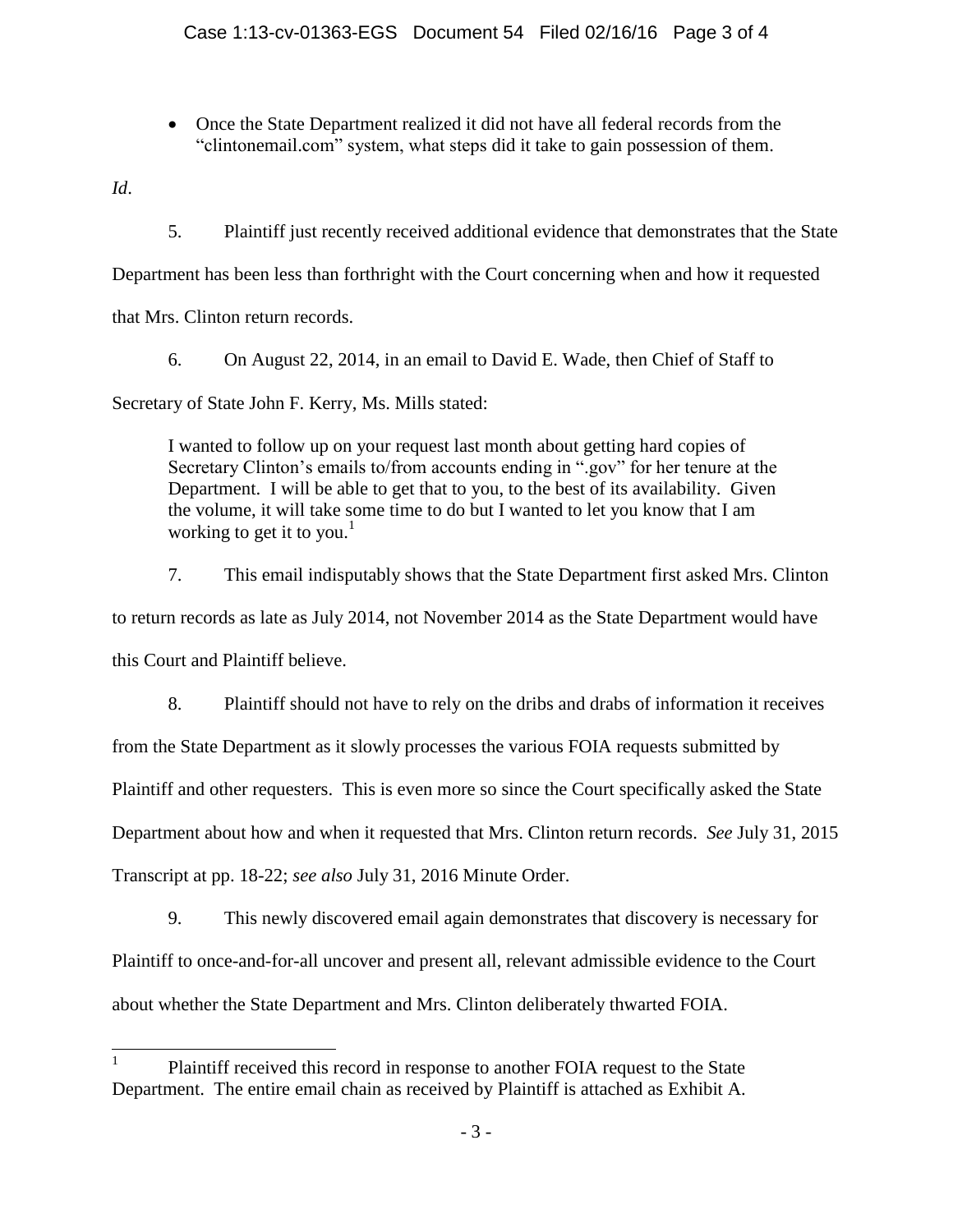- Once the State Department realized it did not have all federal records from the "clintonemail.com" system, what steps did it take to gain possession of them.

*Id*.

5. Plaintiff just recently received additional evidence that demonstrates that the State Department has been less than forthright with the Court concerning when and how it requested that Mrs. Clinton return records.

6. On August 22, 2014, in an email to David E. Wade, then Chief of Staff to Secretary of State John F. Kerry, Ms. Mills stated:

> I wanted to follow up on your request last month about getting hard copies of Secretary Clinton's emails to/from accounts ending in ".gov" for her tenure at the Department. I will be able to get that to you, to the best of its availability. Given the volume, it will take some time to do but I wanted to let you know that I am working to get it to you.[1]

7. This email indisputably shows that the State Department first asked Mrs. Clinton to return records as late as July 2014, not November 2014 as the State Department would have this Court and Plaintiff believe.

8. Plaintiff should not have to rely on the dribs and drabs of information it receives from the State Department as it slowly processes the various FOIA requests submitted by Plaintiff and other requesters. This is even more so since the Court specifically asked the State Department about how and when it requested that Mrs. Clinton return records. *See* July 31, 2015 Transcript at pp. 18-22; *see also* July 31, 2016 Minute Order.

9. This newly discovered email again demonstrates that discovery is necessary for Plaintiff to once-and-for-all uncover and present all, relevant admissible evidence to the Court about whether the State Department and Mrs. Clinton deliberately thwarted FOIA.

---

[1] Plaintiff received this record in response to another FOIA request to the State Department. The entire email chain as received by Plaintiff is attached as Exhibit A.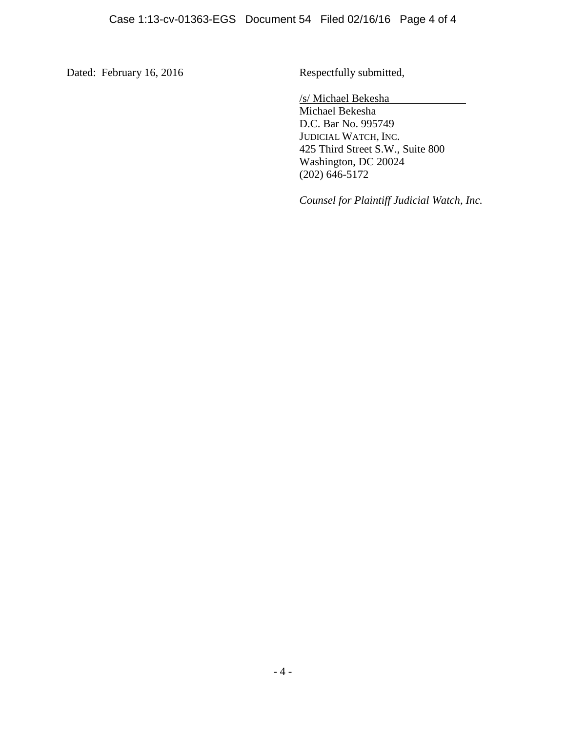Dated: February 16, 2016

Respectfully submitted,

/s/ Michael Bekesha
Michael Bekesha
D.C. Bar No. 995749
JUDICIAL WATCH, INC.
425 Third Street S.W., Suite 800
Washington, DC 20024
(202) 646-5172

*Counsel for Plaintiff Judicial Watch, Inc.*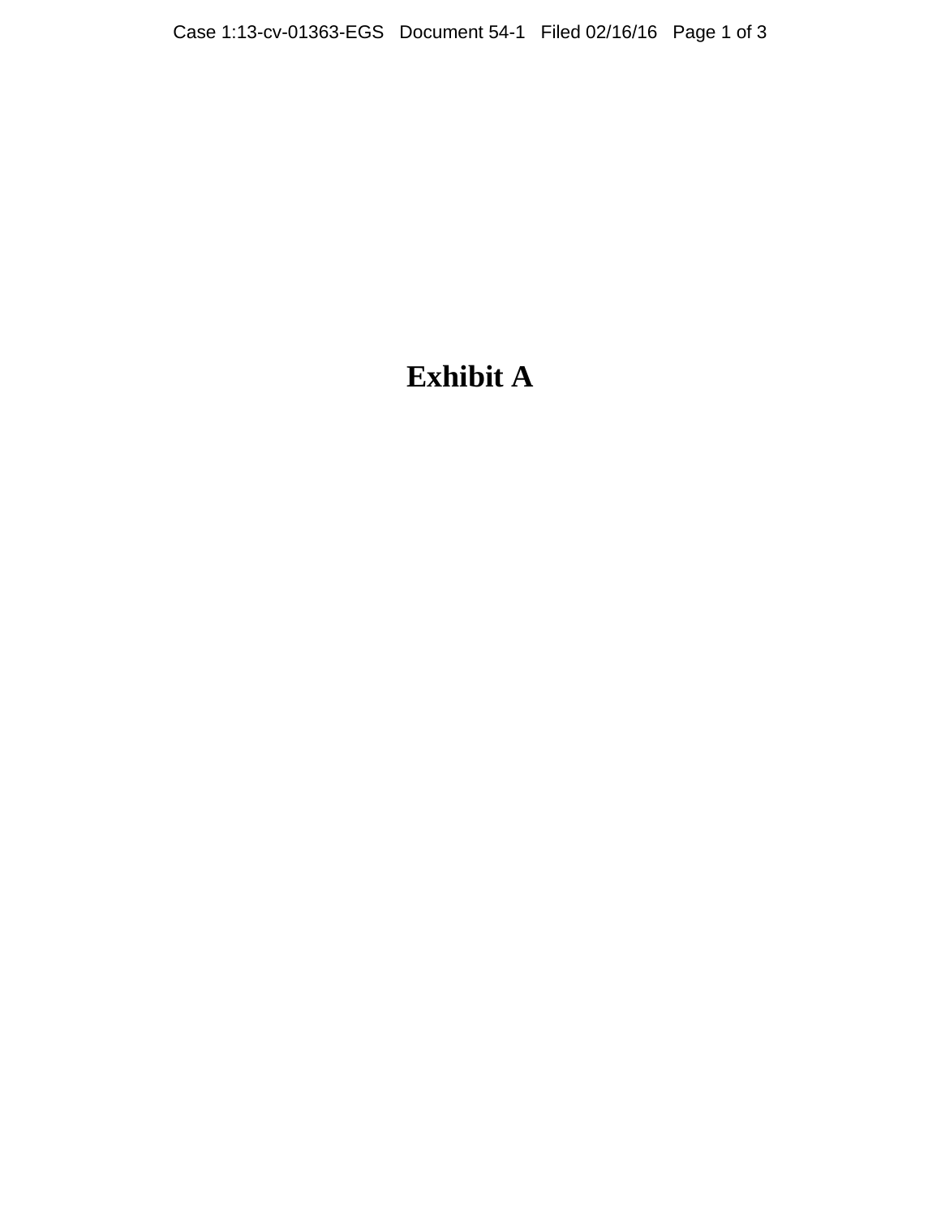# Exhibit A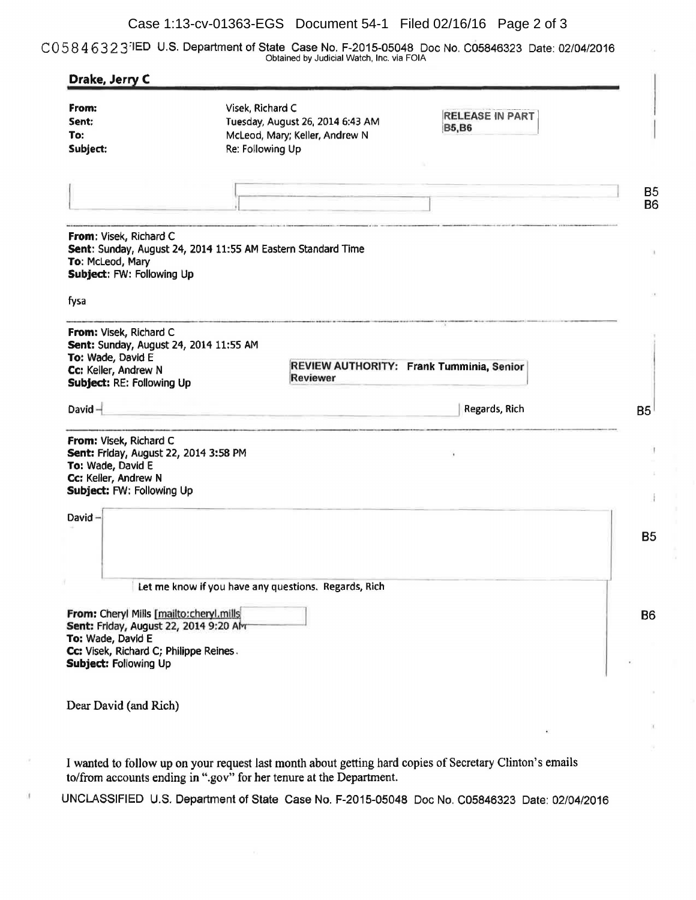C05846323 UNCLASSIFIED U.S. Department of State Case No. F-2015-05048 Doc No. C05846323 Date: 02/04/2016
Obtained by Judicial Watch, Inc. via FOIA

**Drake, Jerry C**

| | |
|---|---|
| **From:** | Visek, Richard C |
| **Sent:** | Tuesday, August 26, 2014 6:43 AM |
| **To:** | McLeod, Mary; Keller, Andrew N |
| **Subject:** | Re: Following Up |

RELEASE IN PART B5,B6

B5
B6

---

**From**: Visek, Richard C
**Sent**: Sunday, August 24, 2014 11:55 AM Eastern Standard Time
**To**: McLeod, Mary
**Subject**: FW: Following Up

fysa

---

**From:** Visek, Richard C
**Sent:** Sunday, August 24, 2014 11:55 AM
**To:** Wade, David E
**Cc:** Keller, Andrew N
**Subject:** RE: Following Up

REVIEW AUTHORITY: Frank Tumminia, Senior Reviewer

David – Regards, Rich

B5

---

**From:** Visek, Richard C
**Sent:** Friday, August 22, 2014 3:58 PM
**To:** Wade, David E
**Cc:** Keller, Andrew N
**Subject:** FW: Following Up

David –

B5

Let me know if you have any questions. Regards, Rich

**From:** Cheryl Mills [mailto:cheryl.mills
**Sent:** Friday, August 22, 2014 9:20 AM
**To:** Wade, David E
**Cc:** Visek, Richard C; Philippe Reines.
**Subject:** Following Up

B6

Dear David (and Rich)

I wanted to follow up on your request last month about getting hard copies of Secretary Clinton's emails to/from accounts ending in ".gov" for her tenure at the Department.

UNCLASSIFIED U.S. Department of State Case No. F-2015-05048 Doc No. C05846323 Date: 02/04/2016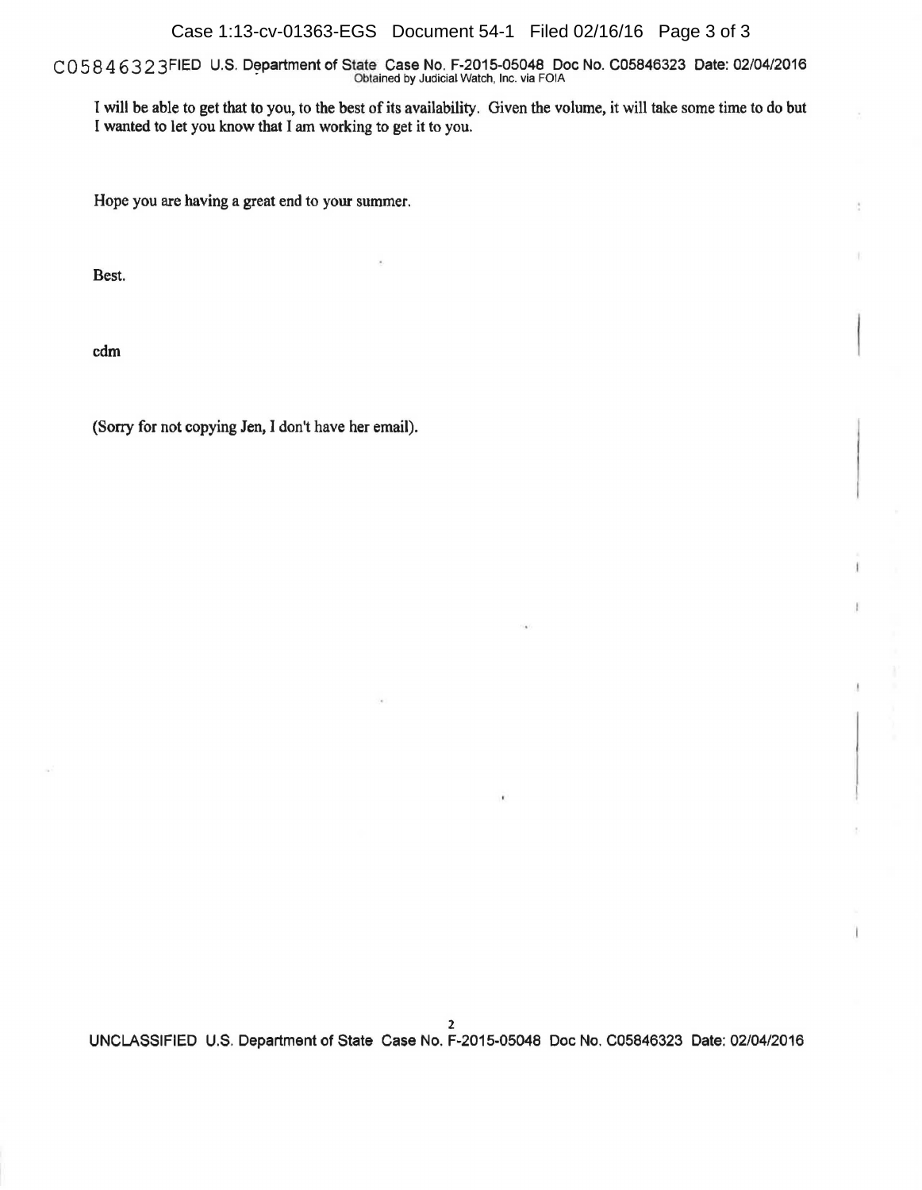I will be able to get that to you, to the best of its availability. Given the volume, it will take some time to do but I wanted to let you know that I am working to get it to you.

Hope you are having a great end to your summer.

Best.

cdm

(Sorry for not copying Jen, I don't have her email).